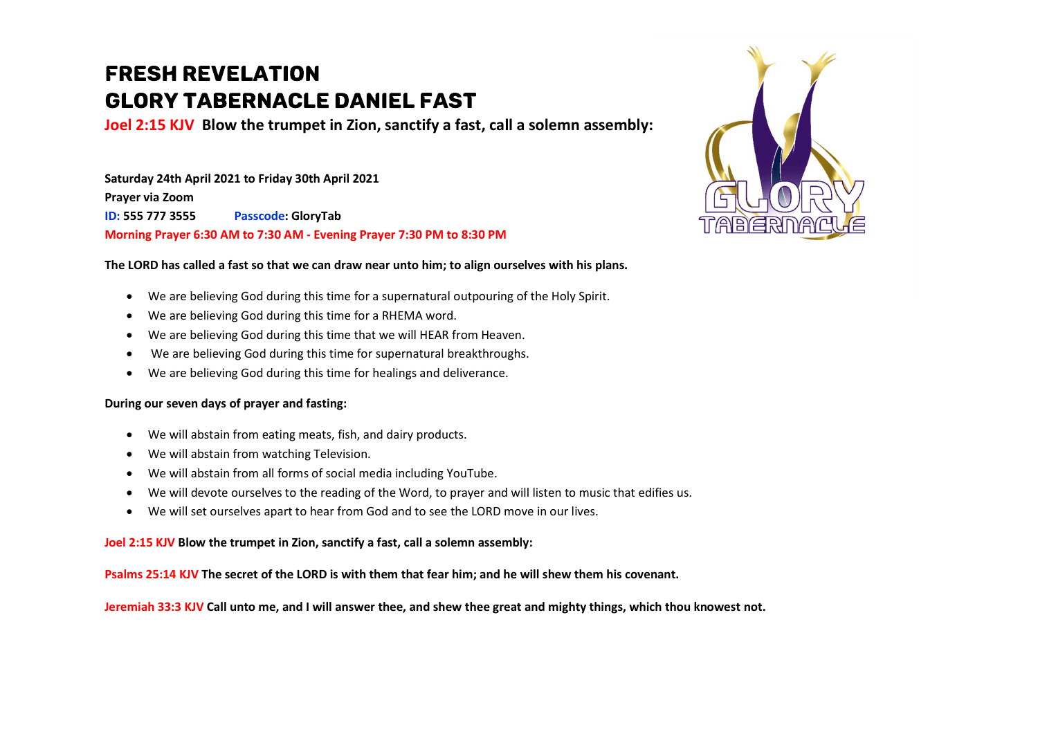# FRESH REVELATION
# GLORY TABERNACLE DANIEL FAST

**Joel 2:15 KJV Blow the trumpet in Zion, sanctify a fast, call a solemn assembly:**

**Saturday 24th April 2021 to Friday 30th April 2021**
**Prayer via Zoom**
**ID: 555 777 3555 Passcode: GloryTab**
**Morning Prayer 6:30 AM to 7:30 AM - Evening Prayer 7:30 PM to 8:30 PM**

**The LORD has called a fast so that we can draw near unto him; to align ourselves with his plans.**

- We are believing God during this time for a supernatural outpouring of the Holy Spirit.
- We are believing God during this time for a RHEMA word.
- We are believing God during this time that we will HEAR from Heaven.
- We are believing God during this time for supernatural breakthroughs.
- We are believing God during this time for healings and deliverance.

**During our seven days of prayer and fasting:**

- We will abstain from eating meats, fish, and dairy products.
- We will abstain from watching Television.
- We will abstain from all forms of social media including YouTube.
- We will devote ourselves to the reading of the Word, to prayer and will listen to music that edifies us.
- We will set ourselves apart to hear from God and to see the LORD move in our lives.

**Joel 2:15 KJV Blow the trumpet in Zion, sanctify a fast, call a solemn assembly:**

**Psalms 25:14 KJV The secret of the LORD is with them that fear him; and he will shew them his covenant.**

**Jeremiah 33:3 KJV Call unto me, and I will answer thee, and shew thee great and mighty things, which thou knowest not.**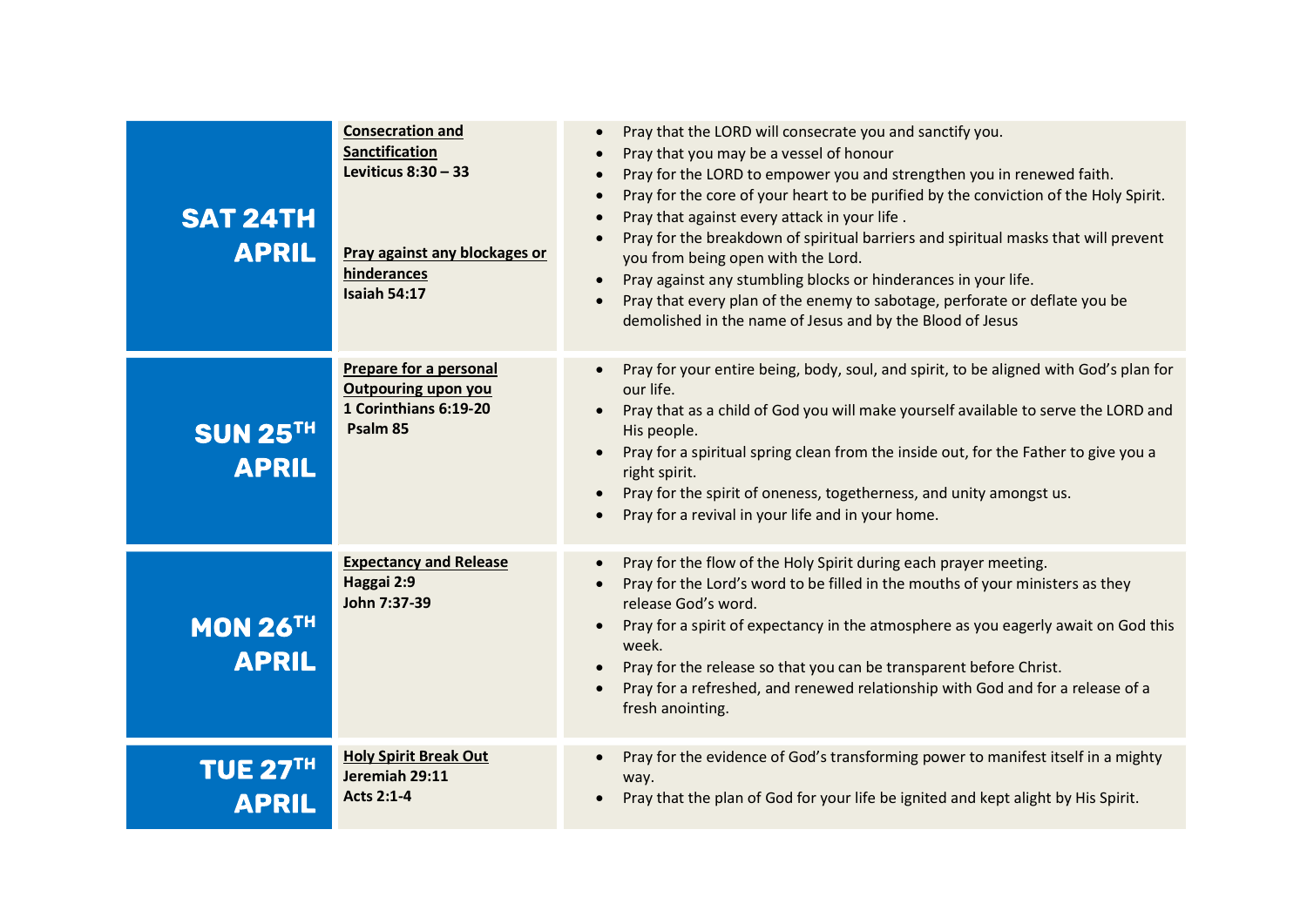| Date | Theme & Scripture | Prayer Points |
|---|---|---|
| **SAT 24TH APRIL** | **<u>Consecration and Sanctification</u>**<br>**Leviticus 8:30 – 33**<br><br>**<u>Pray against any blockages or hinderances</u>**<br>**Isaiah 54:17** | • Pray that the LORD will consecrate you and sanctify you.<br>• Pray that you may be a vessel of honour<br>• Pray for the LORD to empower you and strengthen you in renewed faith.<br>• Pray for the core of your heart to be purified by the conviction of the Holy Spirit.<br>• Pray that against every attack in your life .<br>• Pray for the breakdown of spiritual barriers and spiritual masks that will prevent you from being open with the Lord.<br>• Pray against any stumbling blocks or hinderances in your life.<br>• Pray that every plan of the enemy to sabotage, perforate or deflate you be demolished in the name of Jesus and by the Blood of Jesus |
| **SUN 25TH APRIL** | **<u>Prepare for a personal Outpouring upon you</u>**<br>**1 Corinthians 6:19-20**<br>**Psalm 85** | • Pray for your entire being, body, soul, and spirit, to be aligned with God's plan for our life.<br>• Pray that as a child of God you will make yourself available to serve the LORD and His people.<br>• Pray for a spiritual spring clean from the inside out, for the Father to give you a right spirit.<br>• Pray for the spirit of oneness, togetherness, and unity amongst us.<br>• Pray for a revival in your life and in your home. |
| **MON 26TH APRIL** | **<u>Expectancy and Release</u>**<br>**Haggai 2:9**<br>**John 7:37-39** | • Pray for the flow of the Holy Spirit during each prayer meeting.<br>• Pray for the Lord's word to be filled in the mouths of your ministers as they release God's word.<br>• Pray for a spirit of expectancy in the atmosphere as you eagerly await on God this week.<br>• Pray for the release so that you can be transparent before Christ.<br>• Pray for a refreshed, and renewed relationship with God and for a release of a fresh anointing. |
| **TUE 27TH APRIL** | **<u>Holy Spirit Break Out</u>**<br>**Jeremiah 29:11**<br>**Acts 2:1-4** | • Pray for the evidence of God's transforming power to manifest itself in a mighty way.<br>• Pray that the plan of God for your life be ignited and kept alight by His Spirit. |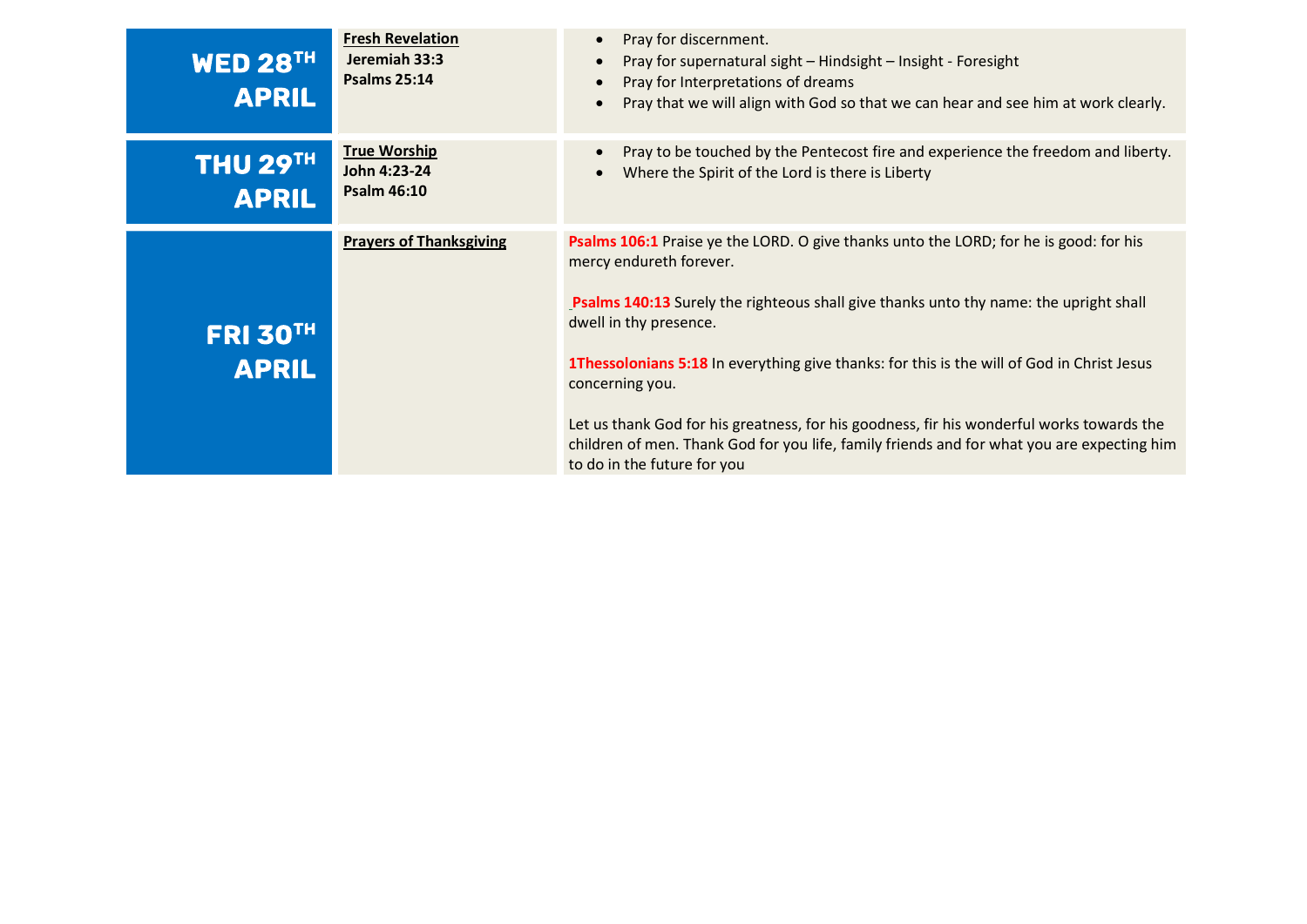| | | |
|---|---|---|
| **WED 28TH APRIL** | **Fresh Revelation**<br>**Jeremiah 33:3**<br>**Psalms 25:14** | • Pray for discernment.<br>• Pray for supernatural sight – Hindsight – Insight - Foresight<br>• Pray for Interpretations of dreams<br>• Pray that we will align with God so that we can hear and see him at work clearly. |
| **THU 29TH APRIL** | **True Worship**<br>**John 4:23-24**<br>**Psalm 46:10** | • Pray to be touched by the Pentecost fire and experience the freedom and liberty.<br>• Where the Spirit of the Lord is there is Liberty |
| **FRI 30TH APRIL** | **Prayers of Thanksgiving** | **Psalms 106:1** Praise ye the LORD. O give thanks unto the LORD; for he is good: for his mercy endureth forever.<br><br>**Psalms 140:13** Surely the righteous shall give thanks unto thy name: the upright shall dwell in thy presence.<br><br>**1Thessolonians 5:18** In everything give thanks: for this is the will of God in Christ Jesus concerning you.<br><br>Let us thank God for his greatness, for his goodness, fir his wonderful works towards the children of men. Thank God for you life, family friends and for what you are expecting him to do in the future for you |